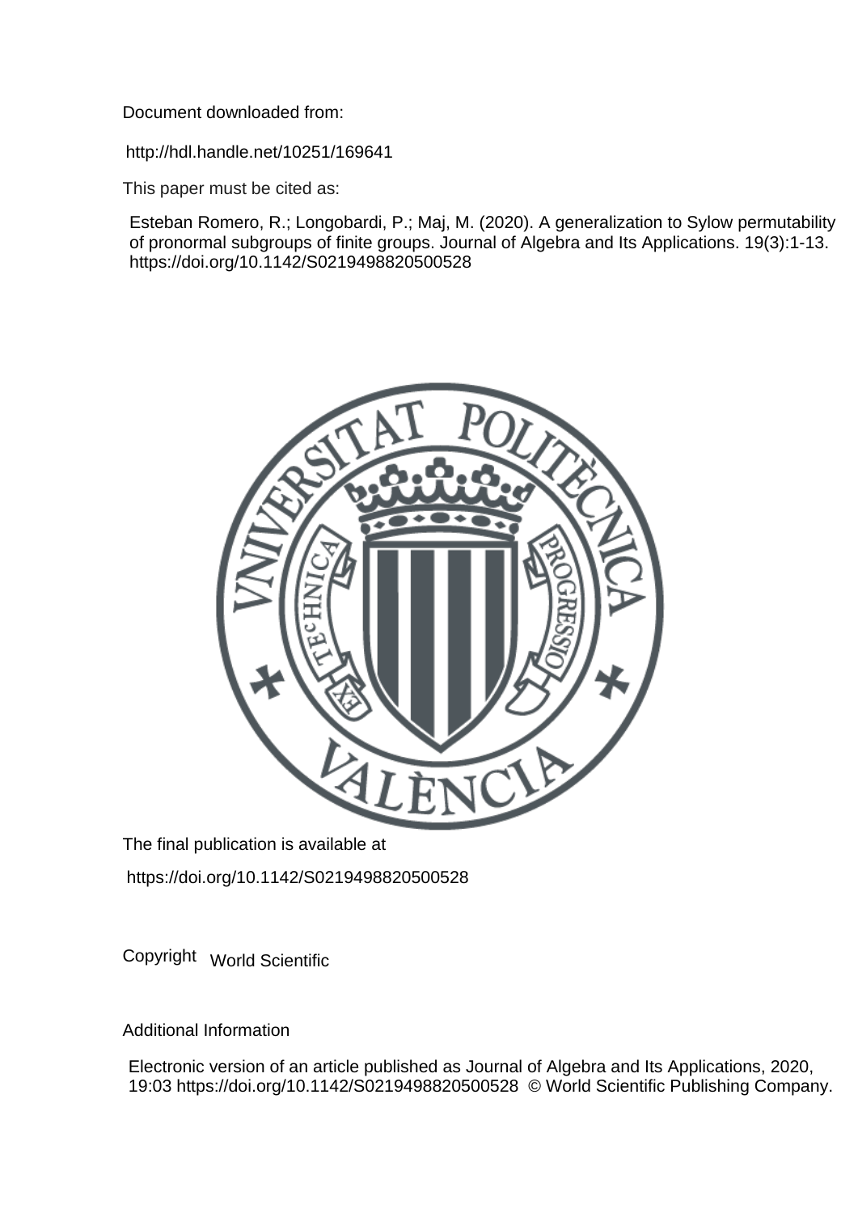Document downloaded from:

http://hdl.handle.net/10251/169641

This paper must be cited as:

Esteban Romero, R.; Longobardi, P.; Maj, M. (2020). A generalization to Sylow permutability of pronormal subgroups of finite groups. Journal of Algebra and Its Applications. 19(3):1-13. https://doi.org/10.1142/S0219498820500528

The final publication is available at

https://doi.org/10.1142/S0219498820500528

Copyright World Scientific

Additional Information

Electronic version of an article published as Journal of Algebra and Its Applications, 2020, 19:03 https://doi.org/10.1142/S0219498820500528 © World Scientific Publishing Company.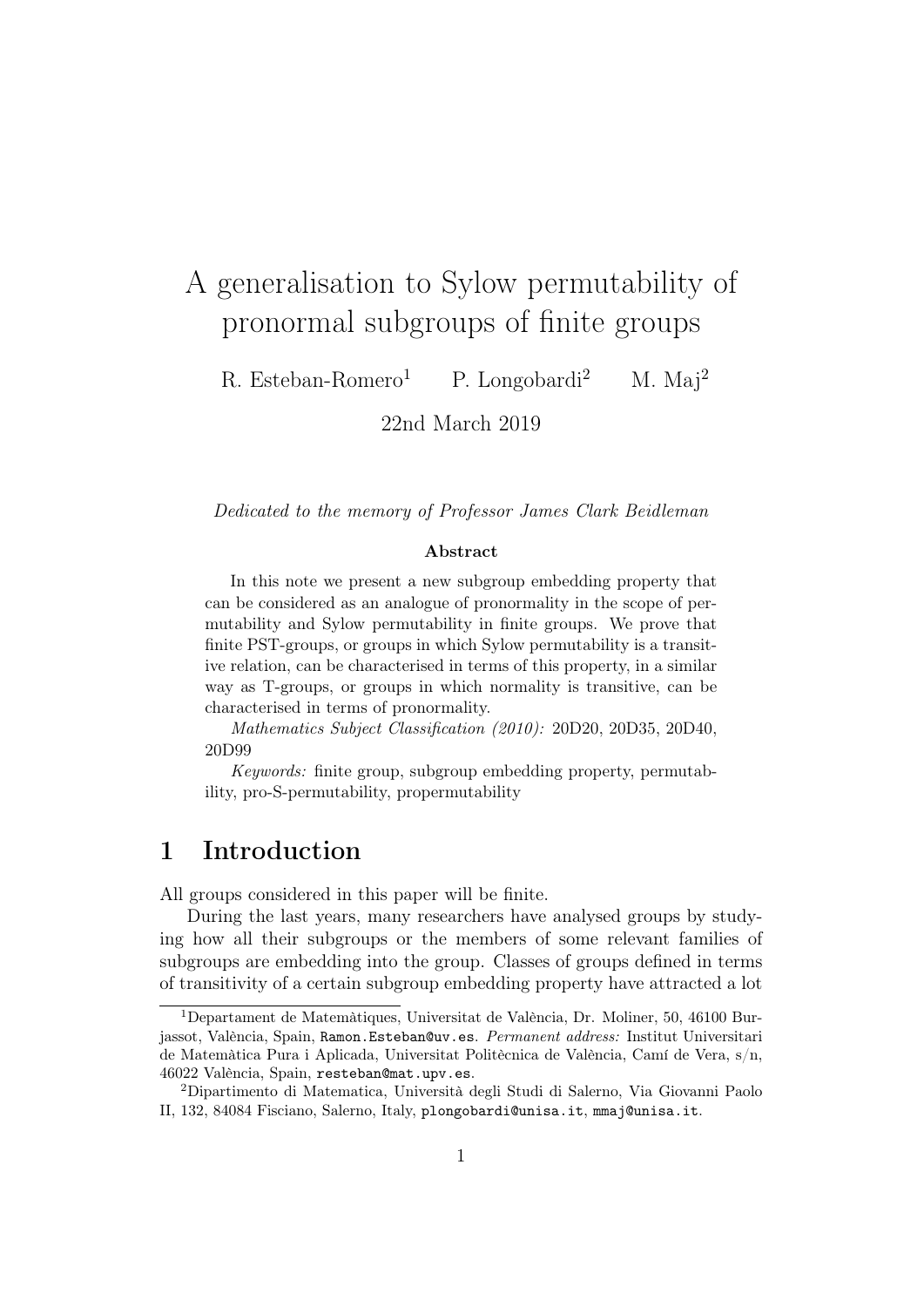# A generalisation to Sylow permutability of pronormal subgroups of finite groups

R. Esteban-Romero[1] P. Longobardi[2] M. Maj[2]

22nd March 2019

*Dedicated to the memory of Professor James Clark Beidleman*

**Abstract**

In this note we present a new subgroup embedding property that can be considered as an analogue of pronormality in the scope of permutability and Sylow permutability in finite groups. We prove that finite PST-groups, or groups in which Sylow permutability is a transitive relation, can be characterised in terms of this property, in a similar way as T-groups, or groups in which normality is transitive, can be characterised in terms of pronormality.

*Mathematics Subject Classification (2010):* 20D20, 20D35, 20D40, 20D99

*Keywords:* finite group, subgroup embedding property, permutability, pro-S-permutability, propermutability

## 1 Introduction

All groups considered in this paper will be finite.

During the last years, many researchers have analysed groups by studying how all their subgroups or the members of some relevant families of subgroups are embedding into the group. Classes of groups defined in terms of transitivity of a certain subgroup embedding property have attracted a lot

[1]Departament de Matemàtiques, Universitat de València, Dr. Moliner, 50, 46100 Burjassot, València, Spain, Ramon.Esteban@uv.es. *Permanent address:* Institut Universitari de Matemàtica Pura i Aplicada, Universitat Politècnica de València, Camí de Vera, s/n, 46022 València, Spain, resteban@mat.upv.es.

[2]Dipartimento di Matematica, Università degli Studi di Salerno, Via Giovanni Paolo II, 132, 84084 Fisciano, Salerno, Italy, plongobardi@unisa.it, mmaj@unisa.it.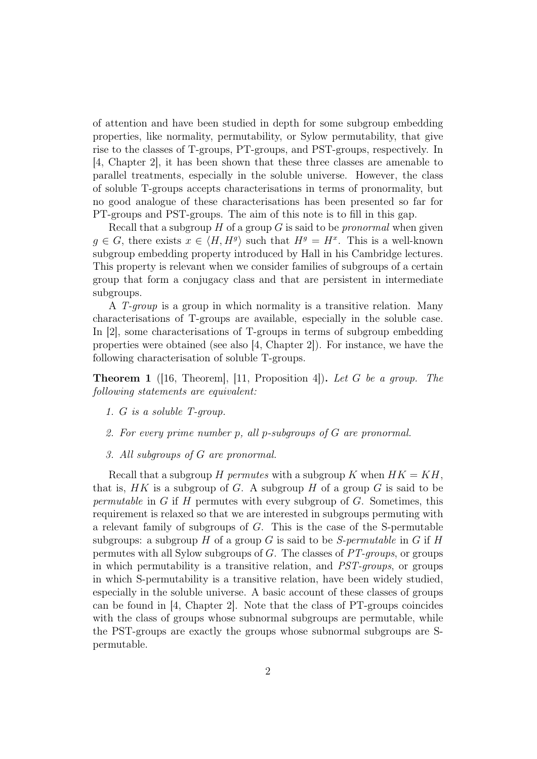of attention and have been studied in depth for some subgroup embedding properties, like normality, permutability, or Sylow permutability, that give rise to the classes of T-groups, PT-groups, and PST-groups, respectively. In [4, Chapter 2], it has been shown that these three classes are amenable to parallel treatments, especially in the soluble universe. However, the class of soluble T-groups accepts characterisations in terms of pronormality, but no good analogue of these characterisations has been presented so far for PT-groups and PST-groups. The aim of this note is to fill in this gap.

Recall that a subgroup $H$ of a group $G$ is said to be *pronormal* when given $g \in G$, there exists $x \in \langle H, H^g \rangle$ such that $H^g = H^x$. This is a well-known subgroup embedding property introduced by Hall in his Cambridge lectures. This property is relevant when we consider families of subgroups of a certain group that form a conjugacy class and that are persistent in intermediate subgroups.

A *T-group* is a group in which normality is a transitive relation. Many characterisations of T-groups are available, especially in the soluble case. In [2], some characterisations of T-groups in terms of subgroup embedding properties were obtained (see also [4, Chapter 2]). For instance, we have the following characterisation of soluble T-groups.

**Theorem 1** ([16, Theorem], [11, Proposition 4])**.** *Let $G$ be a group. The following statements are equivalent:*

1. *$G$ is a soluble T-group.*
2. *For every prime number $p$, all $p$-subgroups of $G$ are pronormal.*
3. *All subgroups of $G$ are pronormal.*

Recall that a subgroup $H$ *permutes* with a subgroup $K$ when $HK = KH$, that is, $HK$ is a subgroup of $G$. A subgroup $H$ of a group $G$ is said to be *permutable* in $G$ if $H$ permutes with every subgroup of $G$. Sometimes, this requirement is relaxed so that we are interested in subgroups permuting with a relevant family of subgroups of $G$. This is the case of the S-permutable subgroups: a subgroup $H$ of a group $G$ is said to be *S-permutable* in $G$ if $H$ permutes with all Sylow subgroups of $G$. The classes of *PT-groups*, or groups in which permutability is a transitive relation, and *PST-groups*, or groups in which S-permutability is a transitive relation, have been widely studied, especially in the soluble universe. A basic account of these classes of groups can be found in [4, Chapter 2]. Note that the class of PT-groups coincides with the class of groups whose subnormal subgroups are permutable, while the PST-groups are exactly the groups whose subnormal subgroups are S-permutable.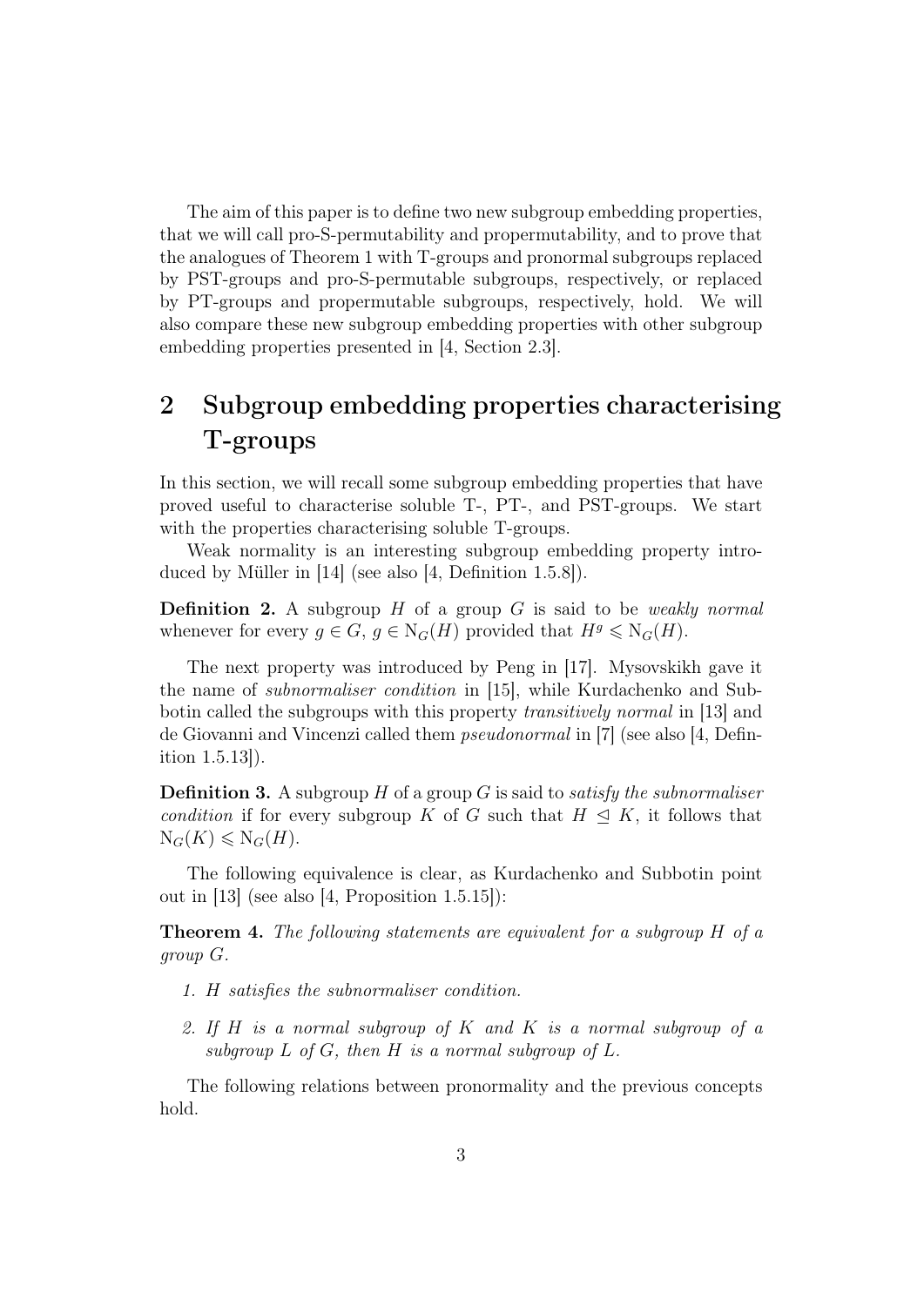The aim of this paper is to define two new subgroup embedding properties, that we will call pro-S-permutability and propermutability, and to prove that the analogues of Theorem 1 with T-groups and pronormal subgroups replaced by PST-groups and pro-S-permutable subgroups, respectively, or replaced by PT-groups and propermutable subgroups, respectively, hold. We will also compare these new subgroup embedding properties with other subgroup embedding properties presented in [4, Section 2.3].

## 2 Subgroup embedding properties characterising T-groups

In this section, we will recall some subgroup embedding properties that have proved useful to characterise soluble T-, PT-, and PST-groups. We start with the properties characterising soluble T-groups.

Weak normality is an interesting subgroup embedding property introduced by Müller in [14] (see also [4, Definition 1.5.8]).

**Definition 2.** A subgroup $H$ of a group $G$ is said to be *weakly normal* whenever for every $g \in G$, $g \in \mathrm{N}_G(H)$ provided that $H^g \leqslant \mathrm{N}_G(H)$.

The next property was introduced by Peng in [17]. Mysovskikh gave it the name of *subnormaliser condition* in [15], while Kurdachenko and Subbotin called the subgroups with this property *transitively normal* in [13] and de Giovanni and Vincenzi called them *pseudonormal* in [7] (see also [4, Definition 1.5.13]).

**Definition 3.** A subgroup $H$ of a group $G$ is said to *satisfy the subnormaliser condition* if for every subgroup $K$ of $G$ such that $H \trianglelefteq K$, it follows that $\mathrm{N}_G(K) \leqslant \mathrm{N}_G(H)$.

The following equivalence is clear, as Kurdachenko and Subbotin point out in [13] (see also [4, Proposition 1.5.15]):

**Theorem 4.** *The following statements are equivalent for a subgroup $H$ of a group $G$.*

1. *$H$ satisfies the subnormaliser condition.*
2. *If $H$ is a normal subgroup of $K$ and $K$ is a normal subgroup of a subgroup $L$ of $G$, then $H$ is a normal subgroup of $L$.*

The following relations between pronormality and the previous concepts hold.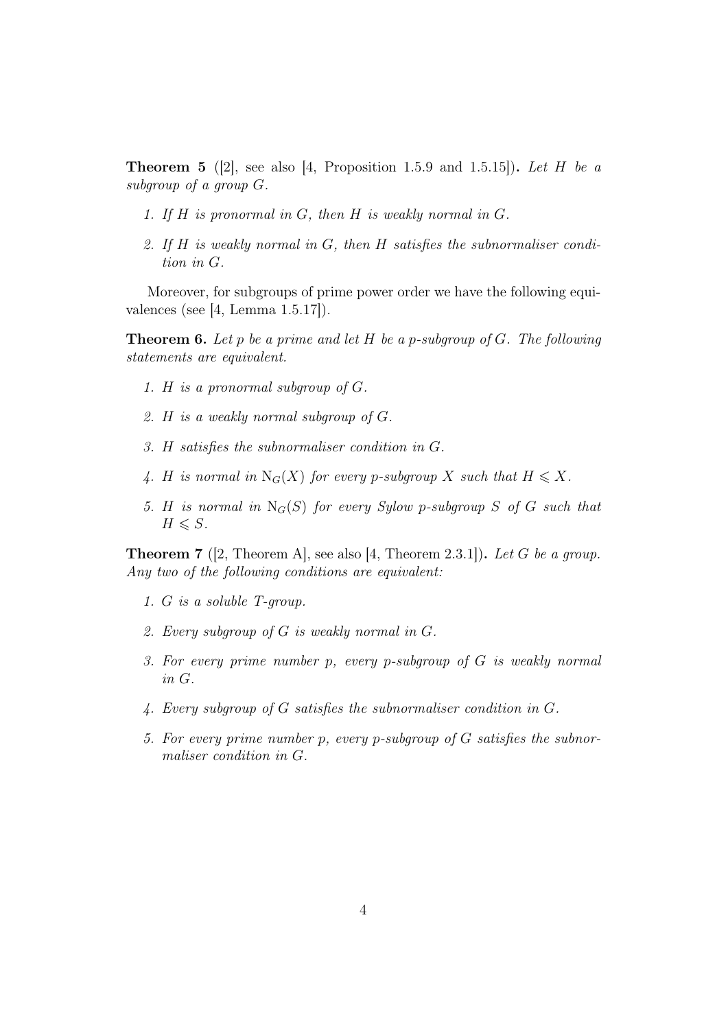**Theorem 5** ([2], see also [4, Proposition 1.5.9 and 1.5.15]). *Let $H$ be a subgroup of a group $G$.*

1. *If $H$ is pronormal in $G$, then $H$ is weakly normal in $G$.*
2. *If $H$ is weakly normal in $G$, then $H$ satisfies the subnormaliser condition in $G$.*

Moreover, for subgroups of prime power order we have the following equivalences (see [4, Lemma 1.5.17]).

**Theorem 6.** *Let $p$ be a prime and let $H$ be a $p$-subgroup of $G$. The following statements are equivalent.*

1. *$H$ is a pronormal subgroup of $G$.*
2. *$H$ is a weakly normal subgroup of $G$.*
3. *$H$ satisfies the subnormaliser condition in $G$.*
4. *$H$ is normal in $\mathrm{N}_G(X)$ for every $p$-subgroup $X$ such that $H \leqslant X$.*
5. *$H$ is normal in $\mathrm{N}_G(S)$ for every Sylow $p$-subgroup $S$ of $G$ such that $H \leqslant S$.*

**Theorem 7** ([2, Theorem A], see also [4, Theorem 2.3.1]). *Let $G$ be a group. Any two of the following conditions are equivalent:*

1. *$G$ is a soluble T-group.*
2. *Every subgroup of $G$ is weakly normal in $G$.*
3. *For every prime number $p$, every $p$-subgroup of $G$ is weakly normal in $G$.*
4. *Every subgroup of $G$ satisfies the subnormaliser condition in $G$.*
5. *For every prime number $p$, every $p$-subgroup of $G$ satisfies the subnormaliser condition in $G$.*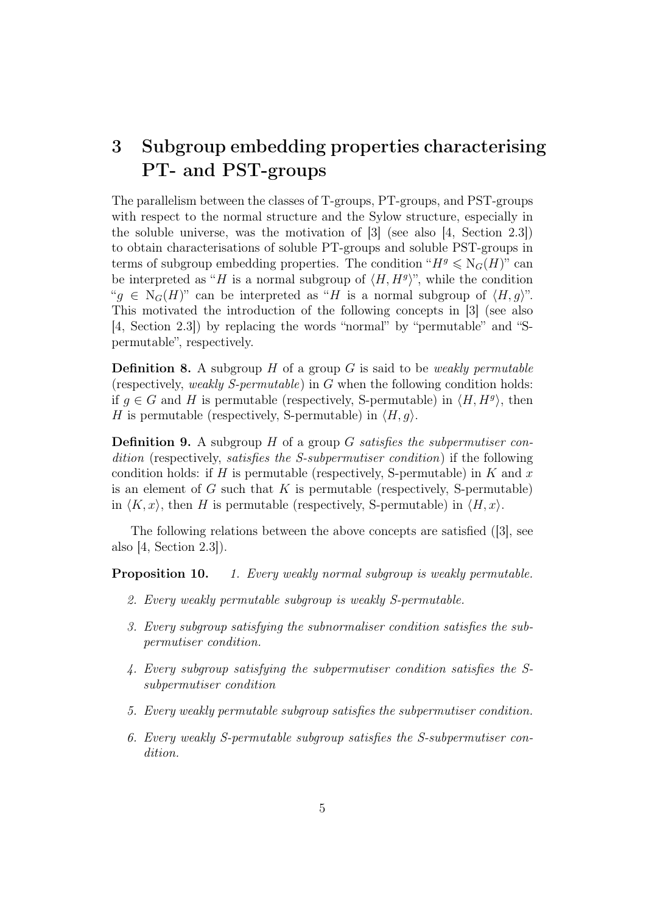## 3 Subgroup embedding properties characterising PT- and PST-groups

The parallelism between the classes of T-groups, PT-groups, and PST-groups with respect to the normal structure and the Sylow structure, especially in the soluble universe, was the motivation of [3] (see also [4, Section 2.3]) to obtain characterisations of soluble PT-groups and soluble PST-groups in terms of subgroup embedding properties. The condition "$H^g \leqslant \mathrm{N}_G(H)$" can be interpreted as "$H$ is a normal subgroup of $\langle H, H^g\rangle$", while the condition "$g \in \mathrm{N}_G(H)$" can be interpreted as "$H$ is a normal subgroup of $\langle H, g\rangle$". This motivated the introduction of the following concepts in [3] (see also [4, Section 2.3]) by replacing the words "normal" by "permutable" and "S-permutable", respectively.

**Definition 8.** A subgroup $H$ of a group $G$ is said to be *weakly permutable* (respectively, *weakly S-permutable*) in $G$ when the following condition holds: if $g \in G$ and $H$ is permutable (respectively, S-permutable) in $\langle H, H^g\rangle$, then $H$ is permutable (respectively, S-permutable) in $\langle H, g\rangle$.

**Definition 9.** A subgroup $H$ of a group $G$ *satisfies the subpermutiser condition* (respectively, *satisfies the S-subpermutiser condition*) if the following condition holds: if $H$ is permutable (respectively, S-permutable) in $K$ and $x$ is an element of $G$ such that $K$ is permutable (respectively, S-permutable) in $\langle K, x\rangle$, then $H$ is permutable (respectively, S-permutable) in $\langle H, x\rangle$.

The following relations between the above concepts are satisfied ([3], see also [4, Section 2.3]).

**Proposition 10.**

1. *Every weakly normal subgroup is weakly permutable.*
2. *Every weakly permutable subgroup is weakly S-permutable.*
3. *Every subgroup satisfying the subnormaliser condition satisfies the subpermutiser condition.*
4. *Every subgroup satisfying the subpermutiser condition satisfies the S-subpermutiser condition*
5. *Every weakly permutable subgroup satisfies the subpermutiser condition.*
6. *Every weakly S-permutable subgroup satisfies the S-subpermutiser condition.*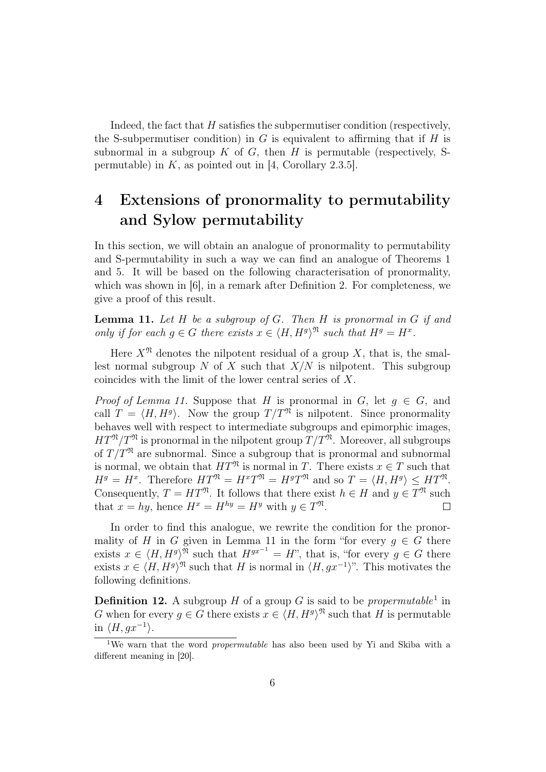Indeed, the fact that $H$ satisfies the subpermutiser condition (respectively, the S-subpermutiser condition) in $G$ is equivalent to affirming that if $H$ is subnormal in a subgroup $K$ of $G$, then $H$ is permutable (respectively, S-permutable) in $K$, as pointed out in [4, Corollary 2.3.5].

# 4 Extensions of pronormality to permutability and Sylow permutability

In this section, we will obtain an analogue of pronormality to permutability and S-permutability in such a way we can find an analogue of Theorems 1 and 5. It will be based on the following characterisation of pronormality, which was shown in [6], in a remark after Definition 2. For completeness, we give a proof of this result.

**Lemma 11.** *Let $H$ be a subgroup of $G$. Then $H$ is pronormal in $G$ if and only if for each $g \in G$ there exists $x \in \langle H, H^g \rangle^{\mathfrak{N}}$ such that $H^g = H^x$.*

Here $X^{\mathfrak{N}}$ denotes the nilpotent residual of a group $X$, that is, the smallest normal subgroup $N$ of $X$ such that $X/N$ is nilpotent. This subgroup coincides with the limit of the lower central series of $X$.

*Proof of Lemma 11.* Suppose that $H$ is pronormal in $G$, let $g \in G$, and call $T = \langle H, H^g \rangle$. Now the group $T/T^{\mathfrak{N}}$ is nilpotent. Since pronormality behaves well with respect to intermediate subgroups and epimorphic images, $HT^{\mathfrak{N}}/T^{\mathfrak{N}}$ is pronormal in the nilpotent group $T/T^{\mathfrak{N}}$. Moreover, all subgroups of $T/T^{\mathfrak{N}}$ are subnormal. Since a subgroup that is pronormal and subnormal is normal, we obtain that $HT^{\mathfrak{N}}$ is normal in $T$. There exists $x \in T$ such that $H^g = H^x$. Therefore $HT^{\mathfrak{N}} = H^x T^{\mathfrak{N}} = H^g T^{\mathfrak{N}}$ and so $T = \langle H, H^g \rangle \leq HT^{\mathfrak{N}}$. Consequently, $T = HT^{\mathfrak{N}}$. It follows that there exist $h \in H$ and $y \in T^{\mathfrak{N}}$ such that $x = hy$, hence $H^x = H^{hy} = H^y$ with $y \in T^{\mathfrak{N}}$. $\square$

In order to find this analogue, we rewrite the condition for the pronormality of $H$ in $G$ given in Lemma 11 in the form "for every $g \in G$ there exists $x \in \langle H, H^g \rangle^{\mathfrak{N}}$ such that $H^{gx^{-1}} = H$", that is, "for every $g \in G$ there exists $x \in \langle H, H^g \rangle^{\mathfrak{N}}$ such that $H$ is normal in $\langle H, gx^{-1} \rangle$". This motivates the following definitions.

**Definition 12.** A subgroup $H$ of a group $G$ is said to be *propermutable*[1] in $G$ when for every $g \in G$ there exists $x \in \langle H, H^g \rangle^{\mathfrak{N}}$ such that $H$ is permutable in $\langle H, gx^{-1} \rangle$.

[1] We warn that the word *propermutable* has also been used by Yi and Skiba with a different meaning in [20].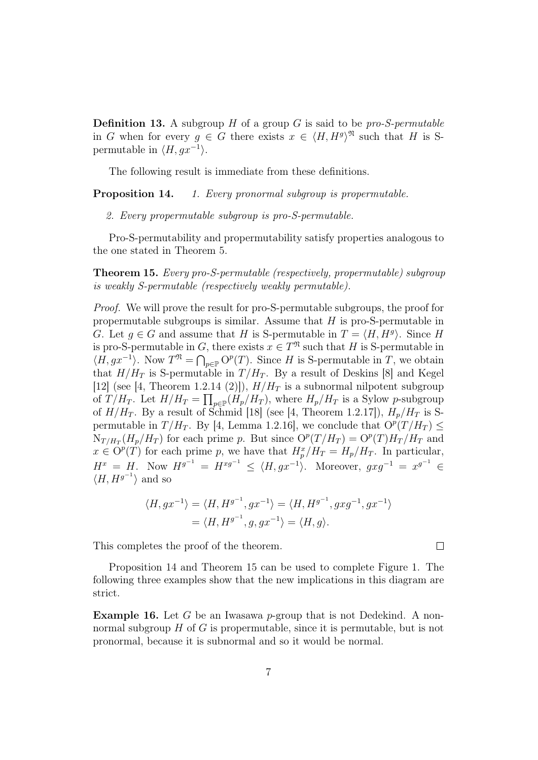**Definition 13.** A subgroup $H$ of a group $G$ is said to be *pro-S-permutable* in $G$ when for every $g \in G$ there exists $x \in \langle H, H^g\rangle^{\mathfrak{N}}$ such that $H$ is S-permutable in $\langle H, gx^{-1}\rangle$.

The following result is immediate from these definitions.

**Proposition 14.** *1. Every pronormal subgroup is propermutable.*

*2. Every propermutable subgroup is pro-S-permutable.*

Pro-S-permutability and propermutability satisfy properties analogous to the one stated in Theorem 5.

**Theorem 15.** *Every pro-S-permutable (respectively, propermutable) subgroup is weakly S-permutable (respectively weakly permutable).*

*Proof.* We will prove the result for pro-S-permutable subgroups, the proof for propermutable subgroups is similar. Assume that $H$ is pro-S-permutable in $G$. Let $g \in G$ and assume that $H$ is S-permutable in $T = \langle H, H^g\rangle$. Since $H$ is pro-S-permutable in $G$, there exists $x \in T^{\mathfrak{N}}$ such that $H$ is S-permutable in $\langle H, gx^{-1}\rangle$. Now $T^{\mathfrak{N}} = \bigcap_{p\in\mathbb{P}} \mathrm{O}^p(T)$. Since $H$ is S-permutable in $T$, we obtain that $H/H_T$ is S-permutable in $T/H_T$. By a result of Deskins [8] and Kegel [12] (see [4, Theorem 1.2.14 (2)]), $H/H_T$ is a subnormal nilpotent subgroup of $T/H_T$. Let $H/H_T = \prod_{p\in\mathbb{P}}(H_p/H_T)$, where $H_p/H_T$ is a Sylow $p$-subgroup of $H/H_T$. By a result of Schmid [18] (see [4, Theorem 1.2.17]), $H_p/H_T$ is S-permutable in $T/H_T$. By [4, Lemma 1.2.16], we conclude that $\mathrm{O}^p(T/H_T) \leq \mathrm{N}_{T/H_T}(H_p/H_T)$ for each prime $p$. But since $\mathrm{O}^p(T/H_T) = \mathrm{O}^p(T)H_T/H_T$ and $x \in \mathrm{O}^p(T)$ for each prime $p$, we have that $H_p^x/H_T = H_p/H_T$. In particular, $H^x = H$. Now $H^{g^{-1}} = H^{xg^{-1}} \leq \langle H, gx^{-1}\rangle$. Moreover, $gxg^{-1} = x^{g^{-1}} \in \langle H, H^{g^{-1}}\rangle$ and so

$$
\begin{aligned}
\langle H, gx^{-1}\rangle &= \langle H, H^{g^{-1}}, gx^{-1}\rangle = \langle H, H^{g^{-1}}, gxg^{-1}, gx^{-1}\rangle \\
&= \langle H, H^{g^{-1}}, g, gx^{-1}\rangle = \langle H, g\rangle.
\end{aligned}
$$

This completes the proof of the theorem. $\square$

Proposition 14 and Theorem 15 can be used to complete Figure 1. The following three examples show that the new implications in this diagram are strict.

**Example 16.** Let $G$ be an Iwasawa $p$-group that is not Dedekind. A non-normal subgroup $H$ of $G$ is propermutable, since it is permutable, but is not pronormal, because it is subnormal and so it would be normal.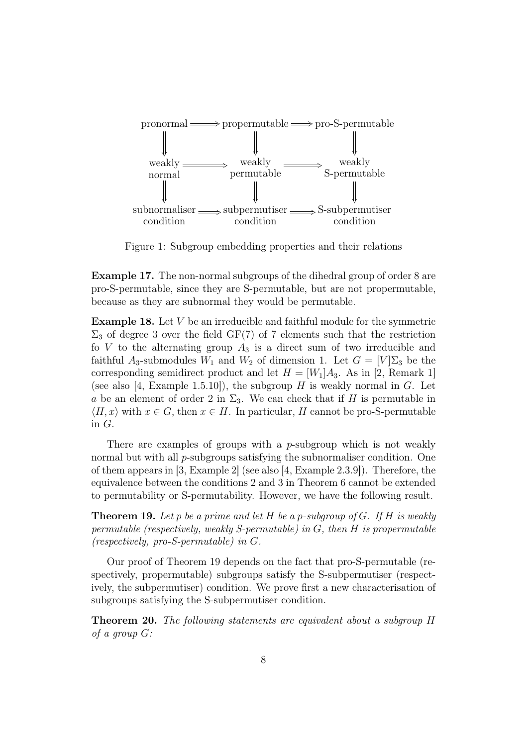$$
\begin{array}{ccccc}
\text{pronormal} & \Longrightarrow & \text{propermutable} & \Longrightarrow & \text{pro-S-permutable} \\
\Downarrow & & \Downarrow & & \Downarrow \\
\text{weakly normal} & \Longrightarrow & \text{weakly permutable} & \Longrightarrow & \text{weakly S-permutable} \\
\Downarrow & & \Downarrow & & \Downarrow \\
\text{subnormaliser condition} & \Longrightarrow & \text{subpermutiser condition} & \Longrightarrow & \text{S-subpermutiser condition}
\end{array}
$$

Figure 1: Subgroup embedding properties and their relations

**Example 17.** The non-normal subgroups of the dihedral group of order 8 are pro-S-permutable, since they are S-permutable, but are not propermutable, because as they are subnormal they would be permutable.

**Example 18.** Let $V$ be an irreducible and faithful module for the symmetric $\Sigma_3$ of degree 3 over the field $\mathrm{GF}(7)$ of 7 elements such that the restriction fo $V$ to the alternating group $A_3$ is a direct sum of two irreducible and faithful $A_3$-submodules $W_1$ and $W_2$ of dimension 1. Let $G = [V]\Sigma_3$ be the corresponding semidirect product and let $H = [W_1]A_3$. As in [2, Remark 1] (see also [4, Example 1.5.10]), the subgroup $H$ is weakly normal in $G$. Let $a$ be an element of order 2 in $\Sigma_3$. We can check that if $H$ is permutable in $\langle H, x\rangle$ with $x \in G$, then $x \in H$. In particular, $H$ cannot be pro-S-permutable in $G$.

There are examples of groups with a $p$-subgroup which is not weakly normal but with all $p$-subgroups satisfying the subnormaliser condition. One of them appears in [3, Example 2] (see also [4, Example 2.3.9]). Therefore, the equivalence between the conditions 2 and 3 in Theorem 6 cannot be extended to permutability or S-permutability. However, we have the following result.

**Theorem 19.** *Let $p$ be a prime and let $H$ be a $p$-subgroup of $G$. If $H$ is weakly permutable (respectively, weakly S-permutable) in $G$, then $H$ is propermutable (respectively, pro-S-permutable) in $G$.*

Our proof of Theorem 19 depends on the fact that pro-S-permutable (respectively, propermutable) subgroups satisfy the S-subpermutiser (respectively, the subpermutiser) condition. We prove first a new characterisation of subgroups satisfying the S-subpermutiser condition.

**Theorem 20.** *The following statements are equivalent about a subgroup $H$ of a group $G$:*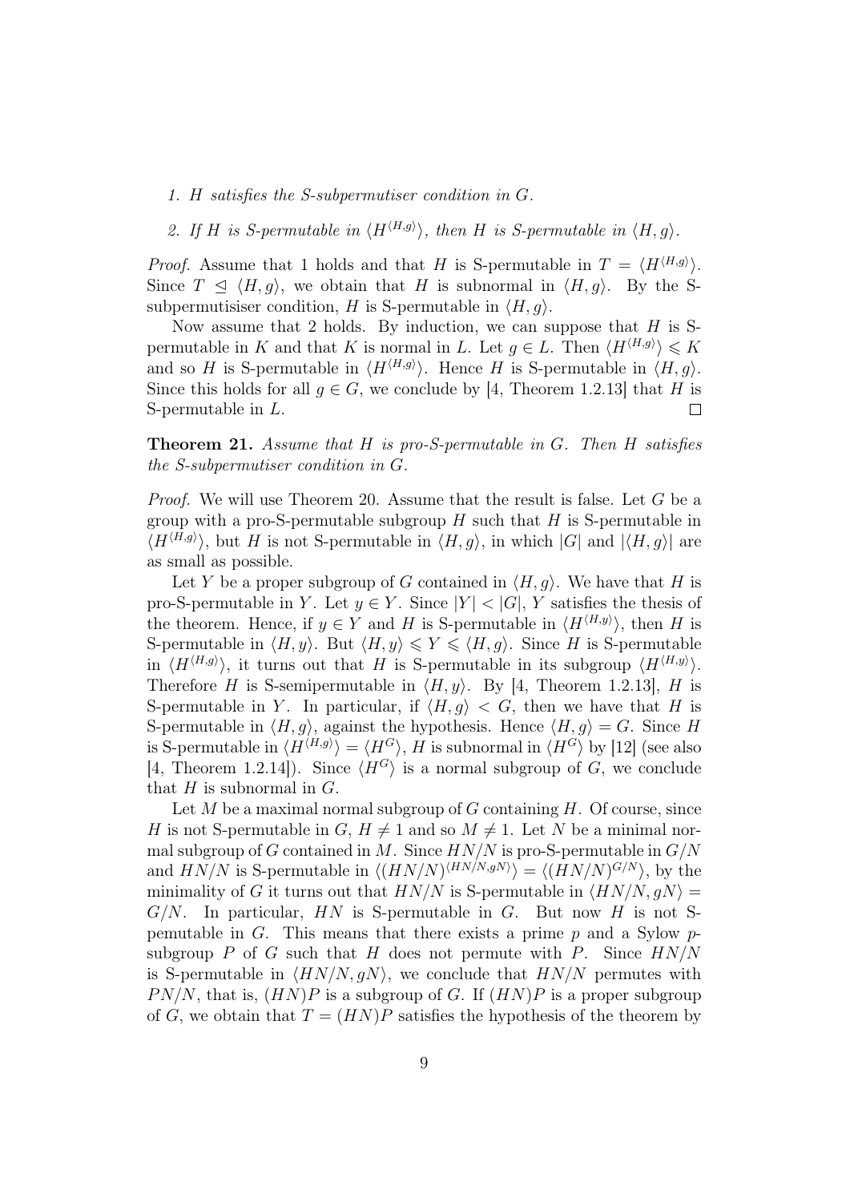1. *$H$ satisfies the S-subpermutiser condition in $G$.*
2. *If $H$ is S-permutable in $\langle H^{\langle H,g\rangle}\rangle$, then $H$ is S-permutable in $\langle H, g\rangle$.*

*Proof.* Assume that 1 holds and that $H$ is S-permutable in $T = \langle H^{\langle H,g\rangle}\rangle$. Since $T \trianglelefteq \langle H, g\rangle$, we obtain that $H$ is subnormal in $\langle H, g\rangle$. By the S-subpermutisiser condition, $H$ is S-permutable in $\langle H, g\rangle$.

Now assume that 2 holds. By induction, we can suppose that $H$ is S-permutable in $K$ and that $K$ is normal in $L$. Let $g \in L$. Then $\langle H^{\langle H,g\rangle}\rangle \leqslant K$ and so $H$ is S-permutable in $\langle H^{\langle H,g\rangle}\rangle$. Hence $H$ is S-permutable in $\langle H, g\rangle$. Since this holds for all $g \in G$, we conclude by [4, Theorem 1.2.13] that $H$ is S-permutable in $L$. $\square$

**Theorem 21.** *Assume that $H$ is pro-S-permutable in $G$. Then $H$ satisfies the S-subpermutiser condition in $G$.*

*Proof.* We will use Theorem 20. Assume that the result is false. Let $G$ be a group with a pro-S-permutable subgroup $H$ such that $H$ is S-permutable in $\langle H^{\langle H,g\rangle}\rangle$, but $H$ is not S-permutable in $\langle H, g\rangle$, in which $|G|$ and $|\langle H, g\rangle|$ are as small as possible.

Let $Y$ be a proper subgroup of $G$ contained in $\langle H, g\rangle$. We have that $H$ is pro-S-permutable in $Y$. Let $y \in Y$. Since $|Y| < |G|$, $Y$ satisfies the thesis of the theorem. Hence, if $y \in Y$ and $H$ is S-permutable in $\langle H^{\langle H,y\rangle}\rangle$, then $H$ is S-permutable in $\langle H, y\rangle$. But $\langle H, y\rangle \leqslant Y \leqslant \langle H, g\rangle$. Since $H$ is S-permutable in $\langle H^{\langle H,g\rangle}\rangle$, it turns out that $H$ is S-permutable in its subgroup $\langle H^{\langle H,y\rangle}\rangle$. Therefore $H$ is S-semipermutable in $\langle H, y\rangle$. By [4, Theorem 1.2.13], $H$ is S-permutable in $Y$. In particular, if $\langle H, g\rangle < G$, then we have that $H$ is S-permutable in $\langle H, g\rangle$, against the hypothesis. Hence $\langle H, g\rangle = G$. Since $H$ is S-permutable in $\langle H^{\langle H,g\rangle}\rangle = \langle H^G\rangle$, $H$ is subnormal in $\langle H^G\rangle$ by [12] (see also [4, Theorem 1.2.14]). Since $\langle H^G\rangle$ is a normal subgroup of $G$, we conclude that $H$ is subnormal in $G$.

Let $M$ be a maximal normal subgroup of $G$ containing $H$. Of course, since $H$ is not S-permutable in $G$, $H \neq 1$ and so $M \neq 1$. Let $N$ be a minimal normal subgroup of $G$ contained in $M$. Since $HN/N$ is pro-S-permutable in $G/N$ and $HN/N$ is S-permutable in $\langle (HN/N)^{\langle HN/N, gN\rangle}\rangle = \langle (HN/N)^{G/N}\rangle$, by the minimality of $G$ it turns out that $HN/N$ is S-permutable in $\langle HN/N, gN\rangle = G/N$. In particular, $HN$ is S-permutable in $G$. But now $H$ is not S-pemutable in $G$. This means that there exists a prime $p$ and a Sylow $p$-subgroup $P$ of $G$ such that $H$ does not permute with $P$. Since $HN/N$ is S-permutable in $\langle HN/N, gN\rangle$, we conclude that $HN/N$ permutes with $PN/N$, that is, $(HN)P$ is a subgroup of $G$. If $(HN)P$ is a proper subgroup of $G$, we obtain that $T = (HN)P$ satisfies the hypothesis of the theorem by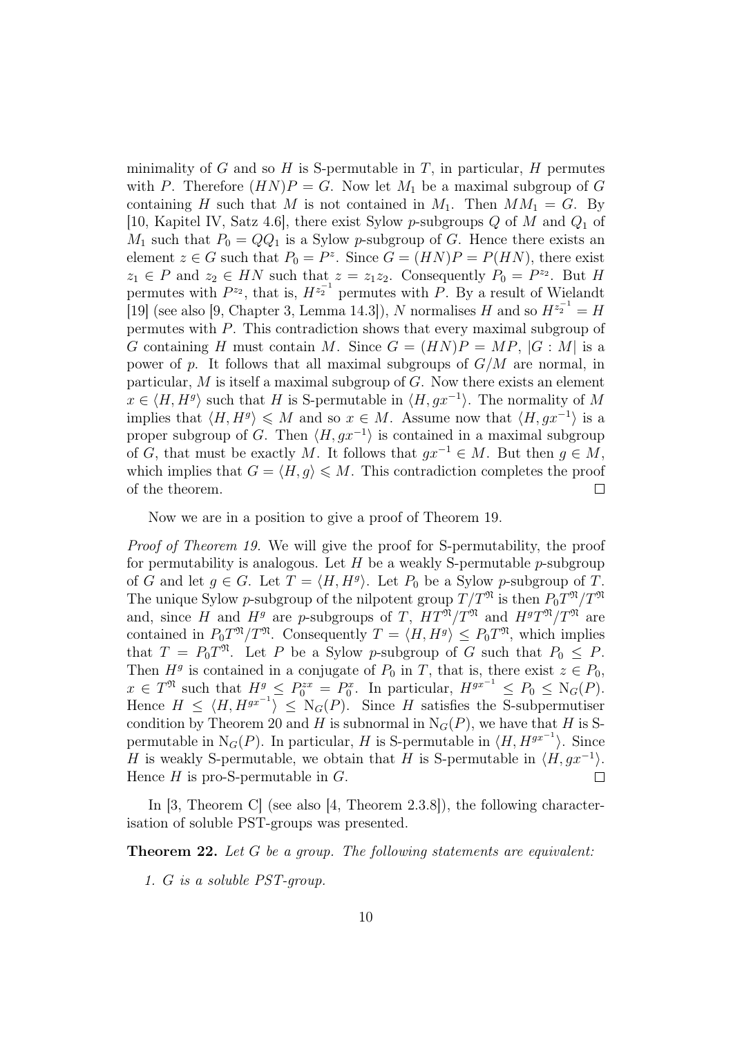minimality of $G$ and so $H$ is S-permutable in $T$, in particular, $H$ permutes with $P$. Therefore $(HN)P = G$. Now let $M_1$ be a maximal subgroup of $G$ containing $H$ such that $M$ is not contained in $M_1$. Then $MM_1 = G$. By [10, Kapitel IV, Satz 4.6], there exist Sylow $p$-subgroups $Q$ of $M$ and $Q_1$ of $M_1$ such that $P_0 = QQ_1$ is a Sylow $p$-subgroup of $G$. Hence there exists an element $z \in G$ such that $P_0 = P^z$. Since $G = (HN)P = P(HN)$, there exist $z_1 \in P$ and $z_2 \in HN$ such that $z = z_1 z_2$. Consequently $P_0 = P^{z_2}$. But $H$ permutes with $P^{z_2}$, that is, $H^{z_2^{-1}}$ permutes with $P$. By a result of Wielandt [19] (see also [9, Chapter 3, Lemma 14.3]), $N$ normalises $H$ and so $H^{z_2^{-1}} = H$ permutes with $P$. This contradiction shows that every maximal subgroup of $G$ containing $H$ must contain $M$. Since $G = (HN)P = MP$, $|G : M|$ is a power of $p$. It follows that all maximal subgroups of $G/M$ are normal, in particular, $M$ is itself a maximal subgroup of $G$. Now there exists an element $x \in \langle H, H^g \rangle$ such that $H$ is S-permutable in $\langle H, gx^{-1} \rangle$. The normality of $M$ implies that $\langle H, H^g \rangle \leqslant M$ and so $x \in M$. Assume now that $\langle H, gx^{-1} \rangle$ is a proper subgroup of $G$. Then $\langle H, gx^{-1} \rangle$ is contained in a maximal subgroup of $G$, that must be exactly $M$. It follows that $gx^{-1} \in M$. But then $g \in M$, which implies that $G = \langle H, g \rangle \leqslant M$. This contradiction completes the proof of the theorem. $\square$

Now we are in a position to give a proof of Theorem 19.

*Proof of Theorem 19.* We will give the proof for S-permutability, the proof for permutability is analogous. Let $H$ be a weakly S-permutable $p$-subgroup of $G$ and let $g \in G$. Let $T = \langle H, H^g \rangle$. Let $P_0$ be a Sylow $p$-subgroup of $T$. The unique Sylow $p$-subgroup of the nilpotent group $T/T^{\mathfrak{N}}$ is then $P_0 T^{\mathfrak{N}}/T^{\mathfrak{N}}$ and, since $H$ and $H^g$ are $p$-subgroups of $T$, $HT^{\mathfrak{N}}/T^{\mathfrak{N}}$ and $H^g T^{\mathfrak{N}}/T^{\mathfrak{N}}$ are contained in $P_0 T^{\mathfrak{N}}/T^{\mathfrak{N}}$. Consequently $T = \langle H, H^g \rangle \leq P_0 T^{\mathfrak{N}}$, which implies that $T = P_0 T^{\mathfrak{N}}$. Let $P$ be a Sylow $p$-subgroup of $G$ such that $P_0 \leq P$. Then $H^g$ is contained in a conjugate of $P_0$ in $T$, that is, there exist $z \in P_0$, $x \in T^{\mathfrak{N}}$ such that $H^g \leq P_0^{zx} = P_0^x$. In particular, $H^{gx^{-1}} \leq P_0 \leq \mathrm{N}_G(P)$. Hence $H \leq \langle H, H^{gx^{-1}} \rangle \leq \mathrm{N}_G(P)$. Since $H$ satisfies the S-subpermutiser condition by Theorem 20 and $H$ is subnormal in $\mathrm{N}_G(P)$, we have that $H$ is S-permutable in $\mathrm{N}_G(P)$. In particular, $H$ is S-permutable in $\langle H, H^{gx^{-1}} \rangle$. Since $H$ is weakly S-permutable, we obtain that $H$ is S-permutable in $\langle H, gx^{-1} \rangle$. Hence $H$ is pro-S-permutable in $G$. $\square$

In [3, Theorem C] (see also [4, Theorem 2.3.8]), the following characterisation of soluble PST-groups was presented.

**Theorem 22.** *Let $G$ be a group. The following statements are equivalent:*

1. *$G$ is a soluble PST-group.*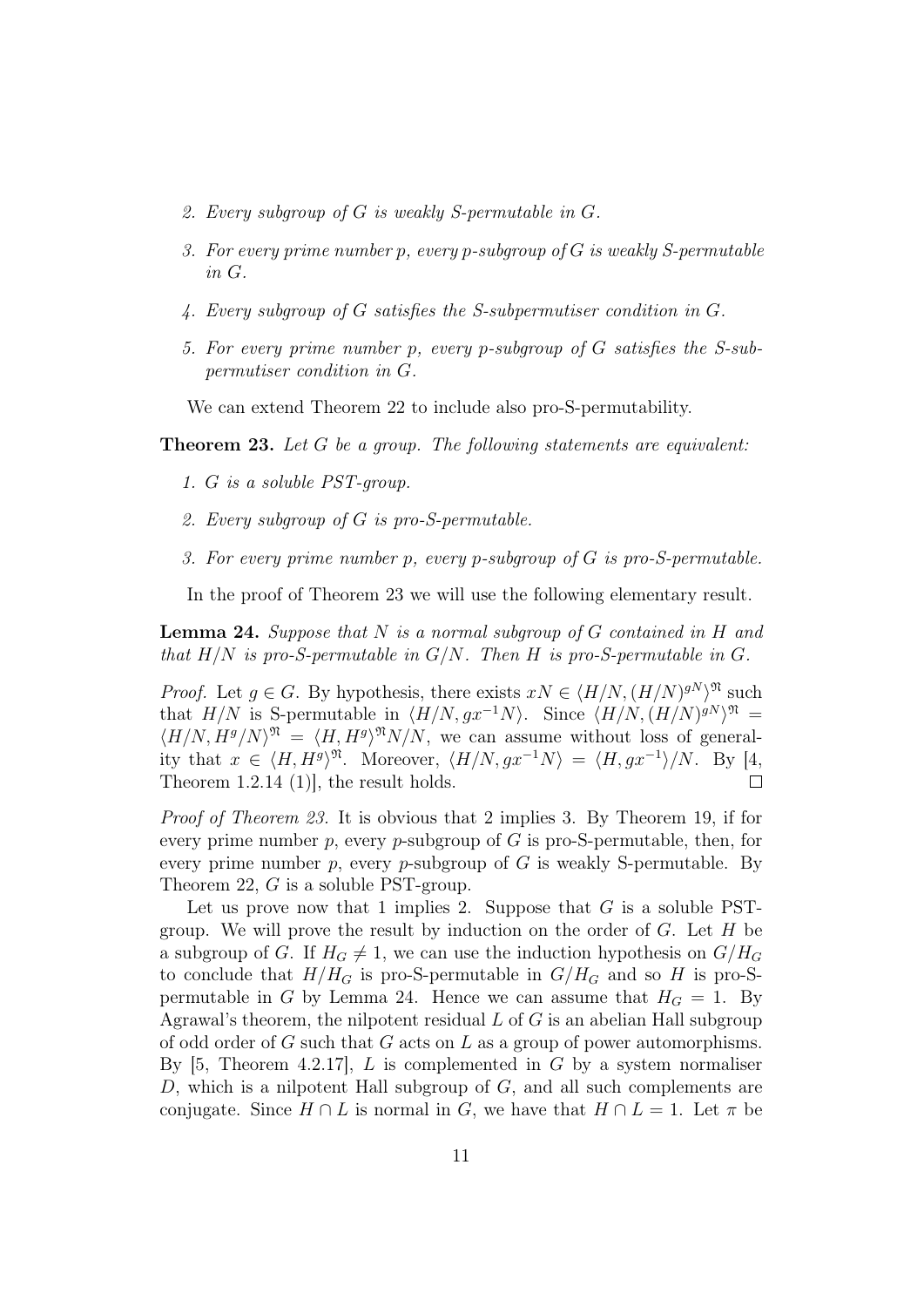2. *Every subgroup of $G$ is weakly S-permutable in $G$.*
3. *For every prime number $p$, every $p$-subgroup of $G$ is weakly S-permutable in $G$.*
4. *Every subgroup of $G$ satisfies the S-subpermutiser condition in $G$.*
5. *For every prime number $p$, every $p$-subgroup of $G$ satisfies the S-subpermutiser condition in $G$.*

We can extend Theorem 22 to include also pro-S-permutability.

**Theorem 23.** *Let $G$ be a group. The following statements are equivalent:*

1. *$G$ is a soluble PST-group.*
2. *Every subgroup of $G$ is pro-S-permutable.*
3. *For every prime number $p$, every $p$-subgroup of $G$ is pro-S-permutable.*

In the proof of Theorem 23 we will use the following elementary result.

**Lemma 24.** *Suppose that $N$ is a normal subgroup of $G$ contained in $H$ and that $H/N$ is pro-S-permutable in $G/N$. Then $H$ is pro-S-permutable in $G$.*

*Proof.* Let $g \in G$. By hypothesis, there exists $xN \in \langle H/N, (H/N)^{gN}\rangle^{\mathfrak{N}}$ such that $H/N$ is S-permutable in $\langle H/N, gx^{-1}N\rangle$. Since $\langle H/N, (H/N)^{gN}\rangle^{\mathfrak{N}} = \langle H/N, H^g/N\rangle^{\mathfrak{N}} = \langle H, H^g\rangle^{\mathfrak{N}}N/N$, we can assume without loss of generality that $x \in \langle H, H^g\rangle^{\mathfrak{N}}$. Moreover, $\langle H/N, gx^{-1}N\rangle = \langle H, gx^{-1}\rangle/N$. By [4, Theorem 1.2.14 (1)], the result holds. $\square$

*Proof of Theorem 23.* It is obvious that 2 implies 3. By Theorem 19, if for every prime number $p$, every $p$-subgroup of $G$ is pro-S-permutable, then, for every prime number $p$, every $p$-subgroup of $G$ is weakly S-permutable. By Theorem 22, $G$ is a soluble PST-group.

Let us prove now that 1 implies 2. Suppose that $G$ is a soluble PST-group. We will prove the result by induction on the order of $G$. Let $H$ be a subgroup of $G$. If $H_G \neq 1$, we can use the induction hypothesis on $G/H_G$ to conclude that $H/H_G$ is pro-S-permutable in $G/H_G$ and so $H$ is pro-S-permutable in $G$ by Lemma 24. Hence we can assume that $H_G = 1$. By Agrawal's theorem, the nilpotent residual $L$ of $G$ is an abelian Hall subgroup of odd order of $G$ such that $G$ acts on $L$ as a group of power automorphisms. By [5, Theorem 4.2.17], $L$ is complemented in $G$ by a system normaliser $D$, which is a nilpotent Hall subgroup of $G$, and all such complements are conjugate. Since $H \cap L$ is normal in $G$, we have that $H \cap L = 1$. Let $\pi$ be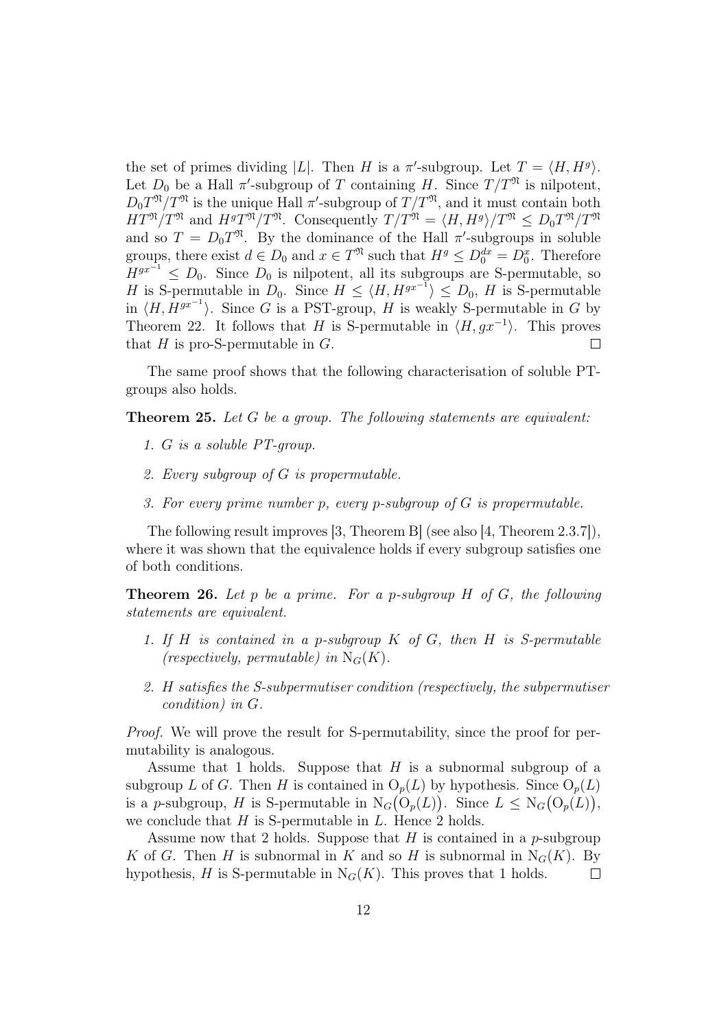the set of primes dividing $|L|$. Then $H$ is a $\pi'$-subgroup. Let $T = \langle H, H^g \rangle$. Let $D_0$ be a Hall $\pi'$-subgroup of $T$ containing $H$. Since $T/T^{\mathfrak{N}}$ is nilpotent, $D_0 T^{\mathfrak{N}}/T^{\mathfrak{N}}$ is the unique Hall $\pi'$-subgroup of $T/T^{\mathfrak{N}}$, and it must contain both $HT^{\mathfrak{N}}/T^{\mathfrak{N}}$ and $H^g T^{\mathfrak{N}}/T^{\mathfrak{N}}$. Consequently $T/T^{\mathfrak{N}} = \langle H, H^g \rangle / T^{\mathfrak{N}} \leq D_0 T^{\mathfrak{N}}/T^{\mathfrak{N}}$ and so $T = D_0 T^{\mathfrak{N}}$. By the dominance of the Hall $\pi'$-subgroups in soluble groups, there exist $d \in D_0$ and $x \in T^{\mathfrak{N}}$ such that $H^g \leq D_0^{dx} = D_0^x$. Therefore $H^{gx^{-1}} \leq D_0$. Since $D_0$ is nilpotent, all its subgroups are S-permutable, so $H$ is S-permutable in $D_0$. Since $H \leq \langle H, H^{gx^{-1}} \rangle \leq D_0$, $H$ is S-permutable in $\langle H, H^{gx^{-1}} \rangle$. Since $G$ is a PST-group, $H$ is weakly S-permutable in $G$ by Theorem 22. It follows that $H$ is S-permutable in $\langle H, gx^{-1} \rangle$. This proves that $H$ is pro-S-permutable in $G$. $\square$

The same proof shows that the following characterisation of soluble PT-groups also holds.

**Theorem 25.** *Let $G$ be a group. The following statements are equivalent:*

1. *$G$ is a soluble PT-group.*
2. *Every subgroup of $G$ is propermutable.*
3. *For every prime number $p$, every $p$-subgroup of $G$ is propermutable.*

The following result improves [3, Theorem B] (see also [4, Theorem 2.3.7]), where it was shown that the equivalence holds if every subgroup satisfies one of both conditions.

**Theorem 26.** *Let $p$ be a prime. For a $p$-subgroup $H$ of $G$, the following statements are equivalent.*

1. *If $H$ is contained in a $p$-subgroup $K$ of $G$, then $H$ is S-permutable (respectively, permutable) in $\mathrm{N}_G(K)$.*
2. *$H$ satisfies the S-subpermutiser condition (respectively, the subpermutiser condition) in $G$.*

*Proof.* We will prove the result for S-permutability, since the proof for permutability is analogous.

Assume that 1 holds. Suppose that $H$ is a subnormal subgroup of a subgroup $L$ of $G$. Then $H$ is contained in $\mathrm{O}_p(L)$ by hypothesis. Since $\mathrm{O}_p(L)$ is a $p$-subgroup, $H$ is S-permutable in $\mathrm{N}_G\big(\mathrm{O}_p(L)\big)$. Since $L \leq \mathrm{N}_G\big(\mathrm{O}_p(L)\big)$, we conclude that $H$ is S-permutable in $L$. Hence 2 holds.

Assume now that 2 holds. Suppose that $H$ is contained in a $p$-subgroup $K$ of $G$. Then $H$ is subnormal in $K$ and so $H$ is subnormal in $\mathrm{N}_G(K)$. By hypothesis, $H$ is S-permutable in $\mathrm{N}_G(K)$. This proves that 1 holds. $\square$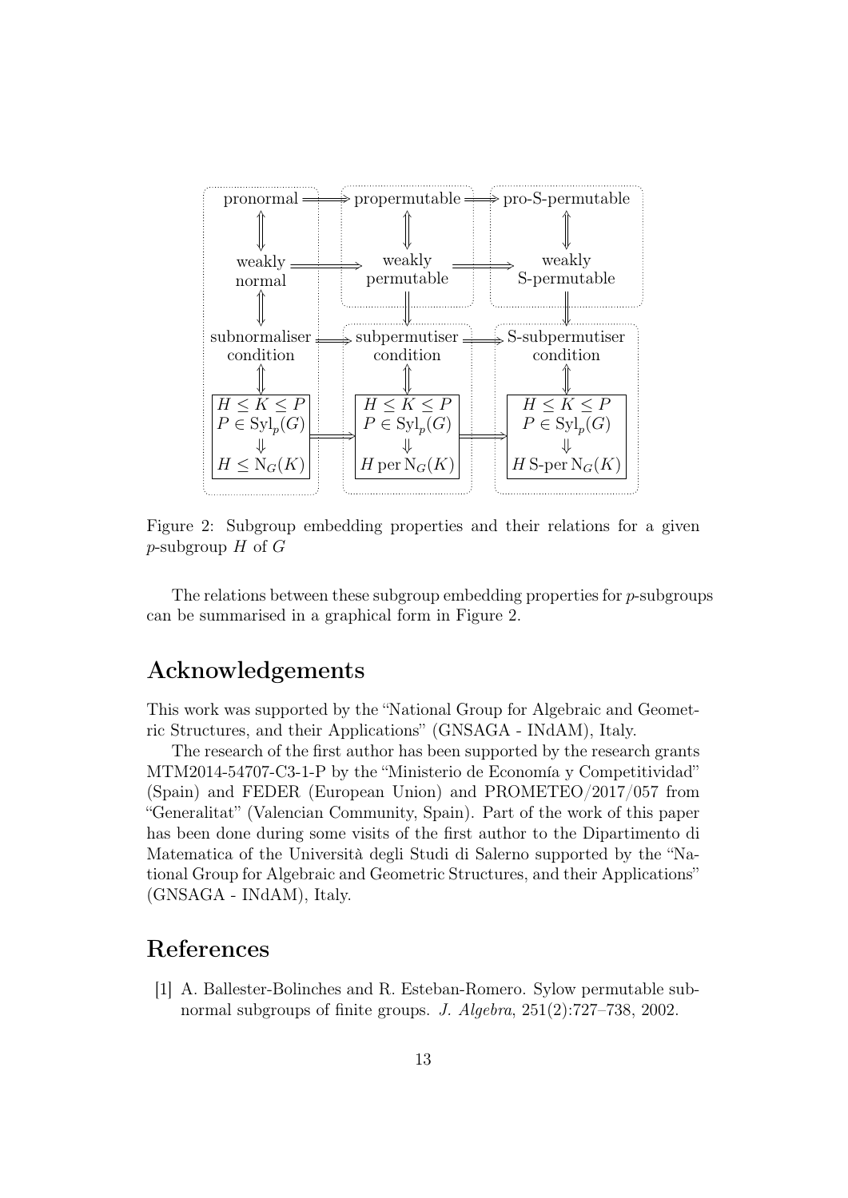Figure 2: Subgroup embedding properties and their relations for a given $p$-subgroup $H$ of $G$

The relations between these subgroup embedding properties for $p$-subgroups can be summarised in a graphical form in Figure 2.

## Acknowledgements

This work was supported by the "National Group for Algebraic and Geometric Structures, and their Applications" (GNSAGA - INdAM), Italy.

The research of the first author has been supported by the research grants MTM2014-54707-C3-1-P by the "Ministerio de Economía y Competitividad" (Spain) and FEDER (European Union) and PROMETEO/2017/057 from "Generalitat" (Valencian Community, Spain). Part of the work of this paper has been done during some visits of the first author to the Dipartimento di Matematica of the Università degli Studi di Salerno supported by the "National Group for Algebraic and Geometric Structures, and their Applications" (GNSAGA - INdAM), Italy.

## References

[1] A. Ballester-Bolinches and R. Esteban-Romero. Sylow permutable subnormal subgroups of finite groups. *J. Algebra*, 251(2):727–738, 2002.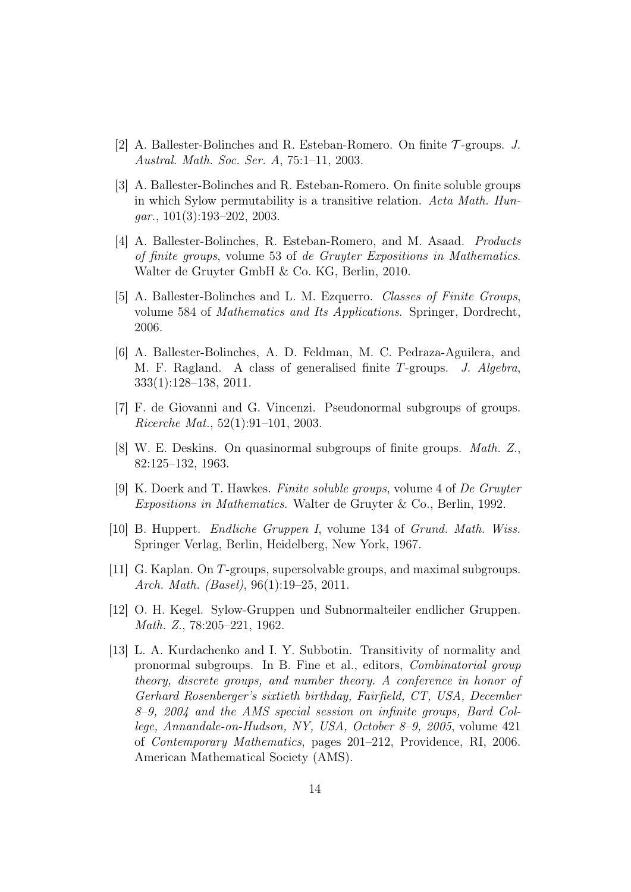[2] A. Ballester-Bolinches and R. Esteban-Romero. On finite $\mathcal{T}$-groups. *J. Austral. Math. Soc. Ser. A*, 75:1–11, 2003.

[3] A. Ballester-Bolinches and R. Esteban-Romero. On finite soluble groups in which Sylow permutability is a transitive relation. *Acta Math. Hungar.*, 101(3):193–202, 2003.

[4] A. Ballester-Bolinches, R. Esteban-Romero, and M. Asaad. *Products of finite groups*, volume 53 of *de Gruyter Expositions in Mathematics*. Walter de Gruyter GmbH & Co. KG, Berlin, 2010.

[5] A. Ballester-Bolinches and L. M. Ezquerro. *Classes of Finite Groups*, volume 584 of *Mathematics and Its Applications*. Springer, Dordrecht, 2006.

[6] A. Ballester-Bolinches, A. D. Feldman, M. C. Pedraza-Aguilera, and M. F. Ragland. A class of generalised finite $T$-groups. *J. Algebra*, 333(1):128–138, 2011.

[7] F. de Giovanni and G. Vincenzi. Pseudonormal subgroups of groups. *Ricerche Mat.*, 52(1):91–101, 2003.

[8] W. E. Deskins. On quasinormal subgroups of finite groups. *Math. Z.*, 82:125–132, 1963.

[9] K. Doerk and T. Hawkes. *Finite soluble groups*, volume 4 of *De Gruyter Expositions in Mathematics*. Walter de Gruyter & Co., Berlin, 1992.

[10] B. Huppert. *Endliche Gruppen I*, volume 134 of *Grund. Math. Wiss.* Springer Verlag, Berlin, Heidelberg, New York, 1967.

[11] G. Kaplan. On $T$-groups, supersolvable groups, and maximal subgroups. *Arch. Math. (Basel)*, 96(1):19–25, 2011.

[12] O. H. Kegel. Sylow-Gruppen und Subnormalteiler endlicher Gruppen. *Math. Z.*, 78:205–221, 1962.

[13] L. A. Kurdachenko and I. Y. Subbotin. Transitivity of normality and pronormal subgroups. In B. Fine et al., editors, *Combinatorial group theory, discrete groups, and number theory. A conference in honor of Gerhard Rosenberger's sixtieth birthday, Fairfield, CT, USA, December 8–9, 2004 and the AMS special session on infinite groups, Bard College, Annandale-on-Hudson, NY, USA, October 8–9, 2005*, volume 421 of *Contemporary Mathematics*, pages 201–212, Providence, RI, 2006. American Mathematical Society (AMS).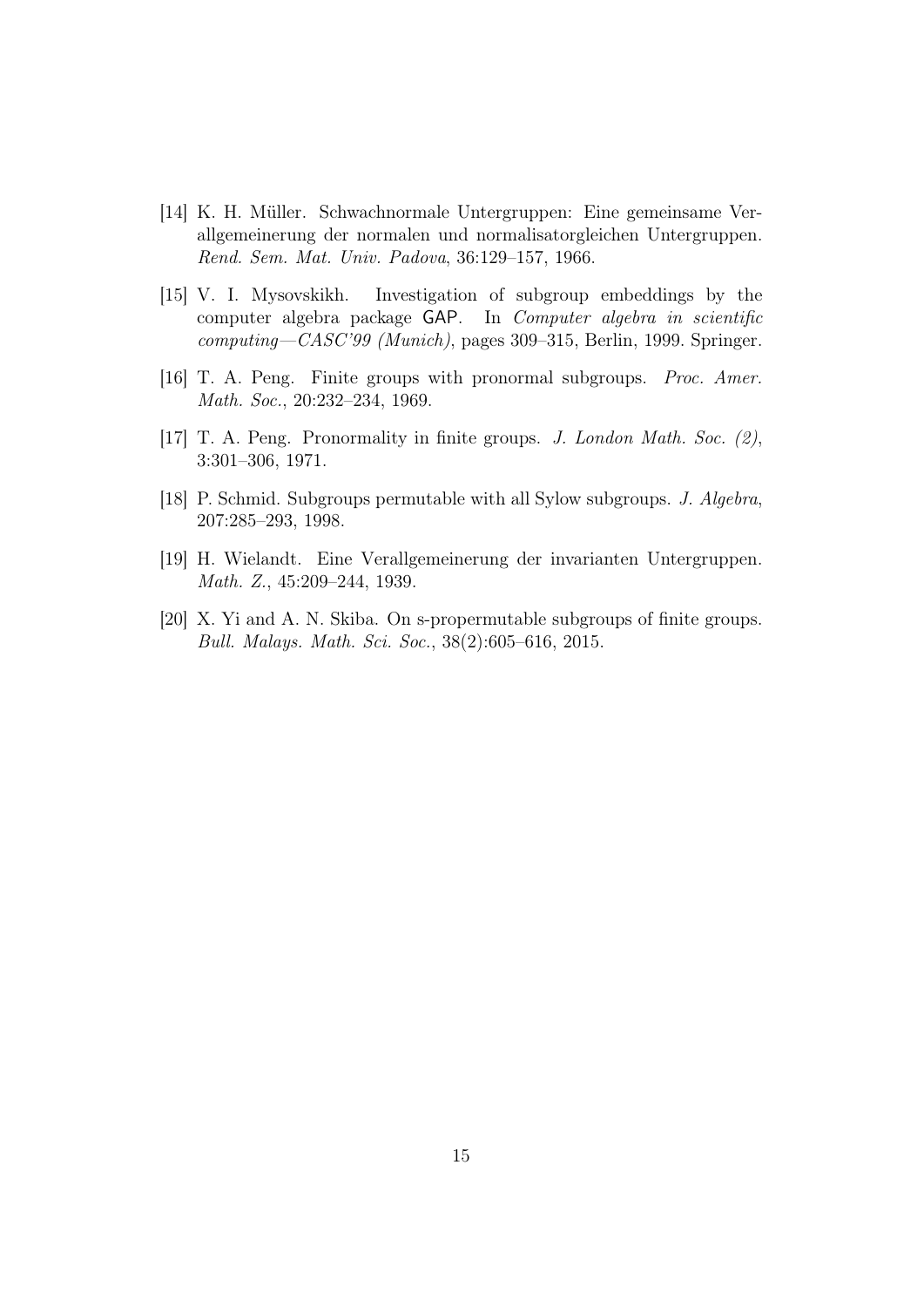[14] K. H. Müller. Schwachnormale Untergruppen: Eine gemeinsame Verallgemeinerung der normalen und normalisatorgleichen Untergruppen. *Rend. Sem. Mat. Univ. Padova*, 36:129–157, 1966.

[15] V. I. Mysovskikh. Investigation of subgroup embeddings by the computer algebra package GAP. In *Computer algebra in scientific computing—CASC'99 (Munich)*, pages 309–315, Berlin, 1999. Springer.

[16] T. A. Peng. Finite groups with pronormal subgroups. *Proc. Amer. Math. Soc.*, 20:232–234, 1969.

[17] T. A. Peng. Pronormality in finite groups. *J. London Math. Soc. (2)*, 3:301–306, 1971.

[18] P. Schmid. Subgroups permutable with all Sylow subgroups. *J. Algebra*, 207:285–293, 1998.

[19] H. Wielandt. Eine Verallgemeinerung der invarianten Untergruppen. *Math. Z.*, 45:209–244, 1939.

[20] X. Yi and A. N. Skiba. On s-propermutable subgroups of finite groups. *Bull. Malays. Math. Sci. Soc.*, 38(2):605–616, 2015.